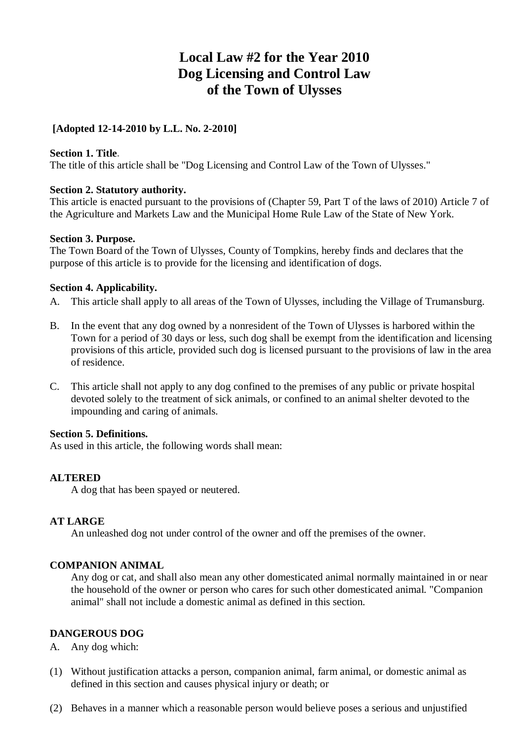# Local Law #2 for the Year 2010
# Dog Licensing and Control Law
# of the Town of Ulysses

**[Adopted 12-14-2010 by L.L. No. 2-2010]**

**Section 1. Title.**
The title of this article shall be "Dog Licensing and Control Law of the Town of Ulysses."

**Section 2. Statutory authority.**
This article is enacted pursuant to the provisions of (Chapter 59, Part T of the laws of 2010) Article 7 of the Agriculture and Markets Law and the Municipal Home Rule Law of the State of New York.

**Section 3. Purpose.**
The Town Board of the Town of Ulysses, County of Tompkins, hereby finds and declares that the purpose of this article is to provide for the licensing and identification of dogs.

**Section 4. Applicability.**

A. This article shall apply to all areas of the Town of Ulysses, including the Village of Trumansburg.

B. In the event that any dog owned by a nonresident of the Town of Ulysses is harbored within the Town for a period of 30 days or less, such dog shall be exempt from the identification and licensing provisions of this article, provided such dog is licensed pursuant to the provisions of law in the area of residence.

C. This article shall not apply to any dog confined to the premises of any public or private hospital devoted solely to the treatment of sick animals, or confined to an animal shelter devoted to the impounding and caring of animals.

**Section 5. Definitions.**
As used in this article, the following words shall mean:

**ALTERED**
A dog that has been spayed or neutered.

**AT LARGE**
An unleashed dog not under control of the owner and off the premises of the owner.

**COMPANION ANIMAL**
Any dog or cat, and shall also mean any other domesticated animal normally maintained in or near the household of the owner or person who cares for such other domesticated animal. "Companion animal" shall not include a domestic animal as defined in this section.

**DANGEROUS DOG**

A. Any dog which:

(1) Without justification attacks a person, companion animal, farm animal, or domestic animal as defined in this section and causes physical injury or death; or

(2) Behaves in a manner which a reasonable person would believe poses a serious and unjustified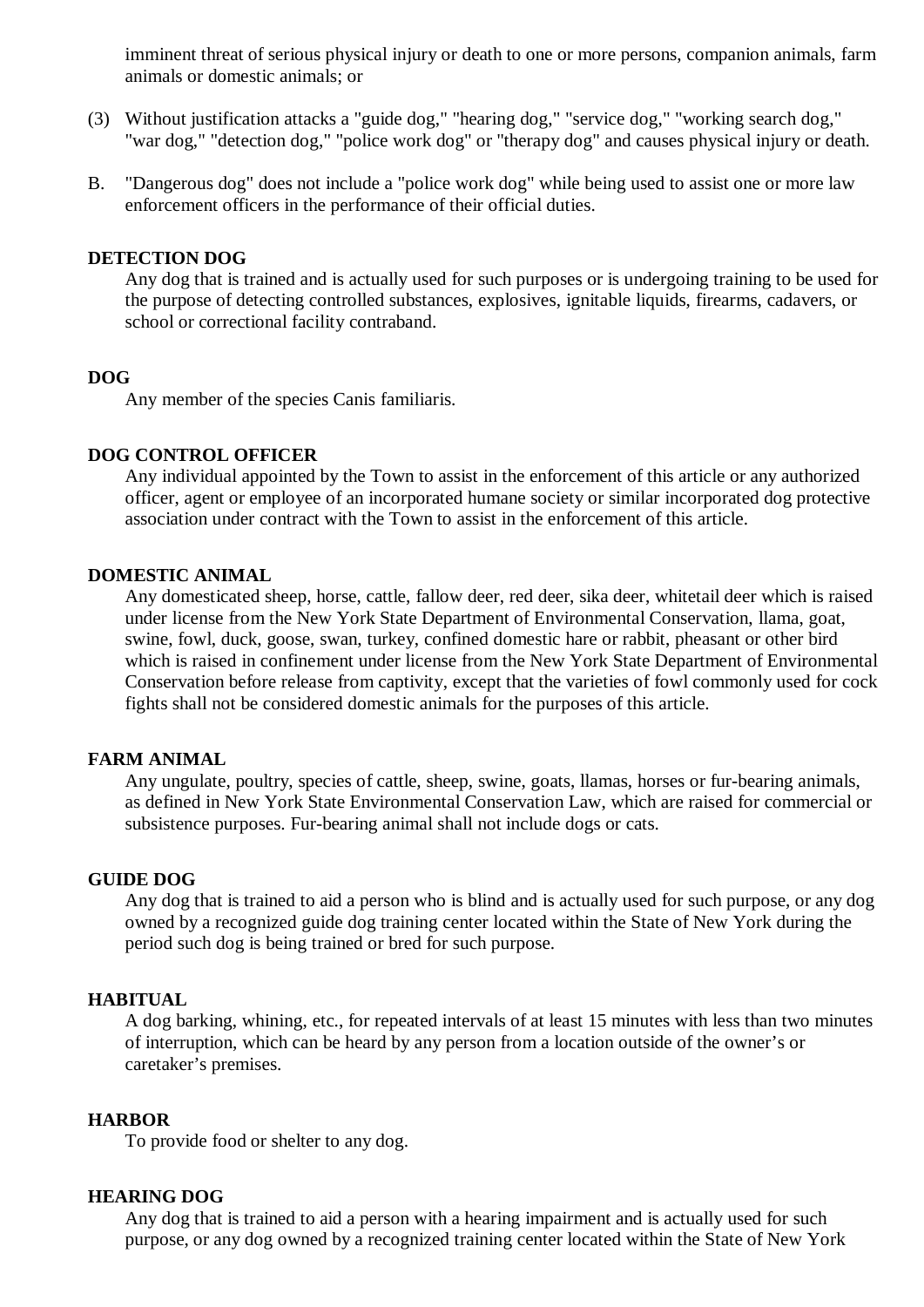imminent threat of serious physical injury or death to one or more persons, companion animals, farm animals or domestic animals; or

(3) Without justification attacks a "guide dog," "hearing dog," "service dog," "working search dog," "war dog," "detection dog," "police work dog" or "therapy dog" and causes physical injury or death.

B. "Dangerous dog" does not include a "police work dog" while being used to assist one or more law enforcement officers in the performance of their official duties.

**DETECTION DOG**

Any dog that is trained and is actually used for such purposes or is undergoing training to be used for the purpose of detecting controlled substances, explosives, ignitable liquids, firearms, cadavers, or school or correctional facility contraband.

**DOG**

Any member of the species Canis familiaris.

**DOG CONTROL OFFICER**

Any individual appointed by the Town to assist in the enforcement of this article or any authorized officer, agent or employee of an incorporated humane society or similar incorporated dog protective association under contract with the Town to assist in the enforcement of this article.

**DOMESTIC ANIMAL**

Any domesticated sheep, horse, cattle, fallow deer, red deer, sika deer, whitetail deer which is raised under license from the New York State Department of Environmental Conservation, llama, goat, swine, fowl, duck, goose, swan, turkey, confined domestic hare or rabbit, pheasant or other bird which is raised in confinement under license from the New York State Department of Environmental Conservation before release from captivity, except that the varieties of fowl commonly used for cock fights shall not be considered domestic animals for the purposes of this article.

**FARM ANIMAL**

Any ungulate, poultry, species of cattle, sheep, swine, goats, llamas, horses or fur-bearing animals, as defined in New York State Environmental Conservation Law, which are raised for commercial or subsistence purposes. Fur-bearing animal shall not include dogs or cats.

**GUIDE DOG**

Any dog that is trained to aid a person who is blind and is actually used for such purpose, or any dog owned by a recognized guide dog training center located within the State of New York during the period such dog is being trained or bred for such purpose.

**HABITUAL**

A dog barking, whining, etc., for repeated intervals of at least 15 minutes with less than two minutes of interruption, which can be heard by any person from a location outside of the owner's or caretaker's premises.

**HARBOR**

To provide food or shelter to any dog.

**HEARING DOG**

Any dog that is trained to aid a person with a hearing impairment and is actually used for such purpose, or any dog owned by a recognized training center located within the State of New York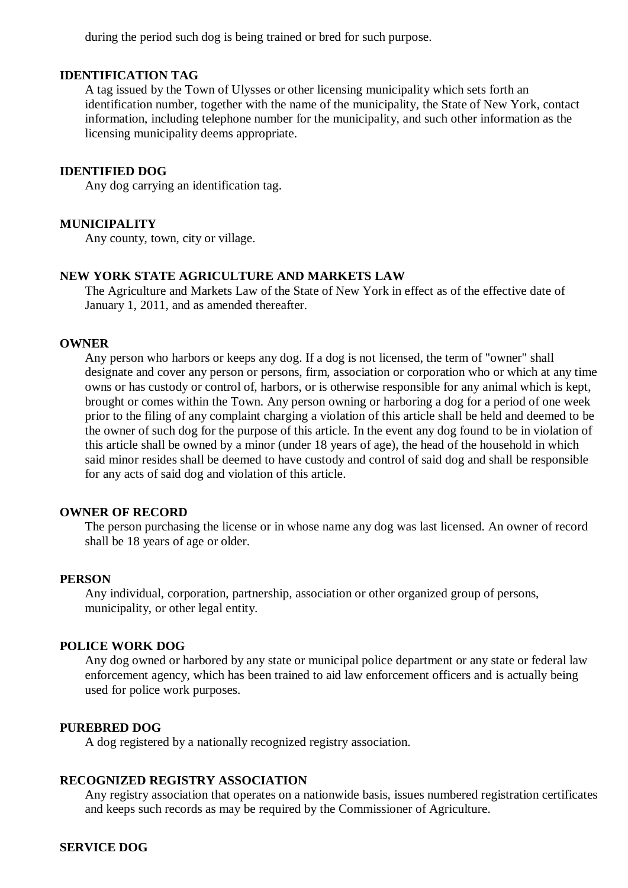during the period such dog is being trained or bred for such purpose.

**IDENTIFICATION TAG**

A tag issued by the Town of Ulysses or other licensing municipality which sets forth an identification number, together with the name of the municipality, the State of New York, contact information, including telephone number for the municipality, and such other information as the licensing municipality deems appropriate.

**IDENTIFIED DOG**

Any dog carrying an identification tag.

**MUNICIPALITY**

Any county, town, city or village.

**NEW YORK STATE AGRICULTURE AND MARKETS LAW**

The Agriculture and Markets Law of the State of New York in effect as of the effective date of January 1, 2011, and as amended thereafter.

**OWNER**

Any person who harbors or keeps any dog. If a dog is not licensed, the term of "owner" shall designate and cover any person or persons, firm, association or corporation who or which at any time owns or has custody or control of, harbors, or is otherwise responsible for any animal which is kept, brought or comes within the Town. Any person owning or harboring a dog for a period of one week prior to the filing of any complaint charging a violation of this article shall be held and deemed to be the owner of such dog for the purpose of this article. In the event any dog found to be in violation of this article shall be owned by a minor (under 18 years of age), the head of the household in which said minor resides shall be deemed to have custody and control of said dog and shall be responsible for any acts of said dog and violation of this article.

**OWNER OF RECORD**

The person purchasing the license or in whose name any dog was last licensed. An owner of record shall be 18 years of age or older.

**PERSON**

Any individual, corporation, partnership, association or other organized group of persons, municipality, or other legal entity.

**POLICE WORK DOG**

Any dog owned or harbored by any state or municipal police department or any state or federal law enforcement agency, which has been trained to aid law enforcement officers and is actually being used for police work purposes.

**PUREBRED DOG**

A dog registered by a nationally recognized registry association.

**RECOGNIZED REGISTRY ASSOCIATION**

Any registry association that operates on a nationwide basis, issues numbered registration certificates and keeps such records as may be required by the Commissioner of Agriculture.

**SERVICE DOG**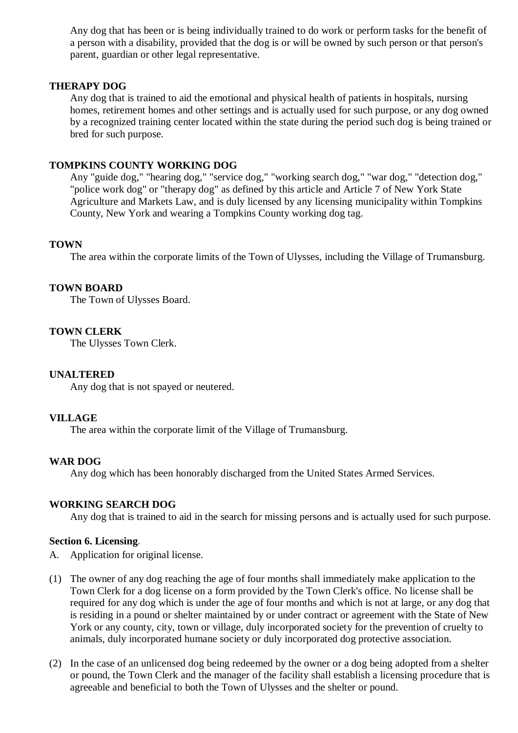Any dog that has been or is being individually trained to do work or perform tasks for the benefit of a person with a disability, provided that the dog is or will be owned by such person or that person's parent, guardian or other legal representative.

**THERAPY DOG**

Any dog that is trained to aid the emotional and physical health of patients in hospitals, nursing homes, retirement homes and other settings and is actually used for such purpose, or any dog owned by a recognized training center located within the state during the period such dog is being trained or bred for such purpose.

**TOMPKINS COUNTY WORKING DOG**

Any "guide dog," "hearing dog," "service dog," "working search dog," "war dog," "detection dog," "police work dog" or "therapy dog" as defined by this article and Article 7 of New York State Agriculture and Markets Law, and is duly licensed by any licensing municipality within Tompkins County, New York and wearing a Tompkins County working dog tag.

**TOWN**

The area within the corporate limits of the Town of Ulysses, including the Village of Trumansburg.

**TOWN BOARD**

The Town of Ulysses Board.

**TOWN CLERK**

The Ulysses Town Clerk.

**UNALTERED**

Any dog that is not spayed or neutered.

**VILLAGE**

The area within the corporate limit of the Village of Trumansburg.

**WAR DOG**

Any dog which has been honorably discharged from the United States Armed Services.

**WORKING SEARCH DOG**

Any dog that is trained to aid in the search for missing persons and is actually used for such purpose.

**Section 6. Licensing.**

A. Application for original license.

(1) The owner of any dog reaching the age of four months shall immediately make application to the Town Clerk for a dog license on a form provided by the Town Clerk's office. No license shall be required for any dog which is under the age of four months and which is not at large, or any dog that is residing in a pound or shelter maintained by or under contract or agreement with the State of New York or any county, city, town or village, duly incorporated society for the prevention of cruelty to animals, duly incorporated humane society or duly incorporated dog protective association.

(2) In the case of an unlicensed dog being redeemed by the owner or a dog being adopted from a shelter or pound, the Town Clerk and the manager of the facility shall establish a licensing procedure that is agreeable and beneficial to both the Town of Ulysses and the shelter or pound.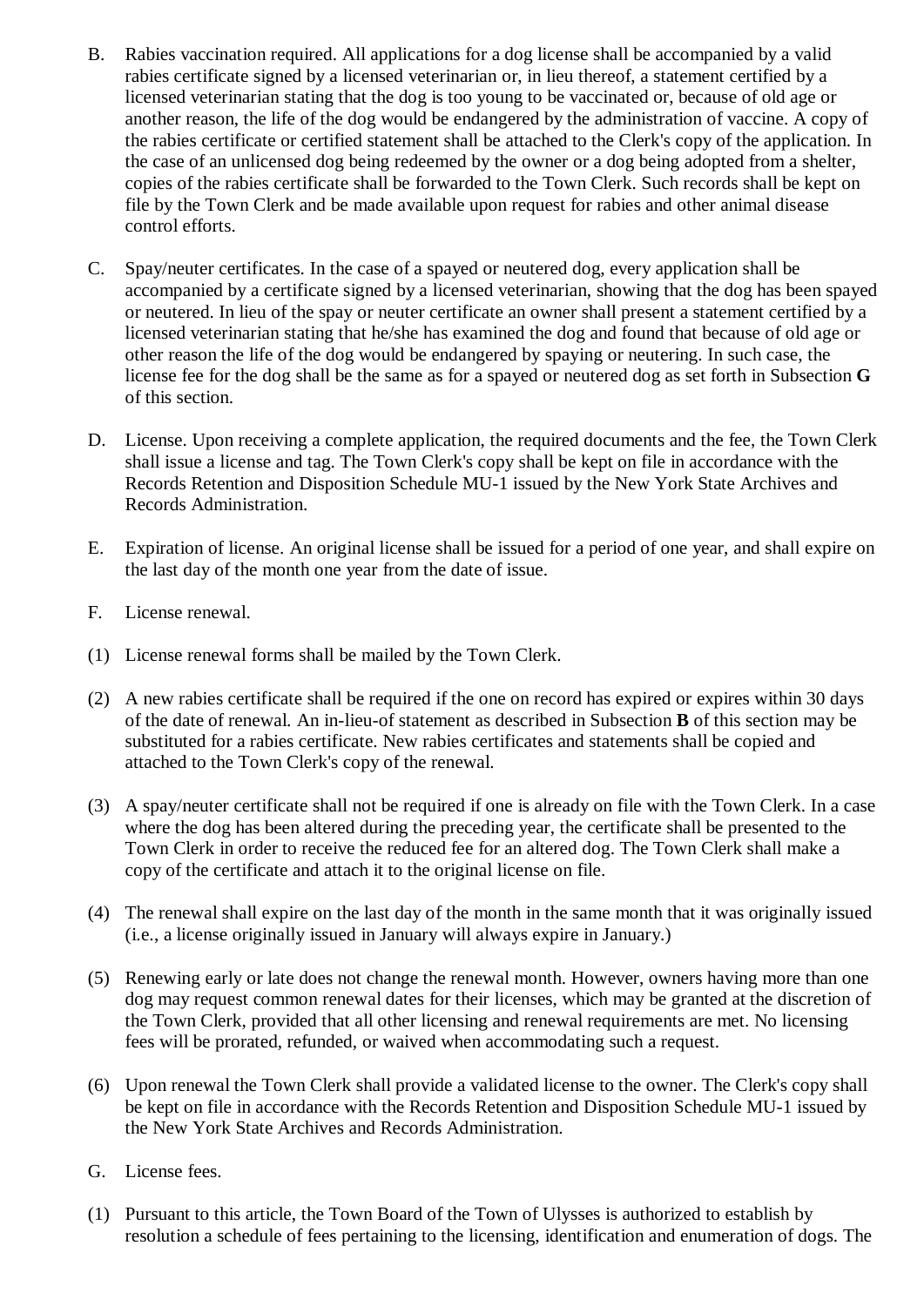B. Rabies vaccination required. All applications for a dog license shall be accompanied by a valid rabies certificate signed by a licensed veterinarian or, in lieu thereof, a statement certified by a licensed veterinarian stating that the dog is too young to be vaccinated or, because of old age or another reason, the life of the dog would be endangered by the administration of vaccine. A copy of the rabies certificate or certified statement shall be attached to the Clerk's copy of the application. In the case of an unlicensed dog being redeemed by the owner or a dog being adopted from a shelter, copies of the rabies certificate shall be forwarded to the Town Clerk. Such records shall be kept on file by the Town Clerk and be made available upon request for rabies and other animal disease control efforts.

C. Spay/neuter certificates. In the case of a spayed or neutered dog, every application shall be accompanied by a certificate signed by a licensed veterinarian, showing that the dog has been spayed or neutered. In lieu of the spay or neuter certificate an owner shall present a statement certified by a licensed veterinarian stating that he/she has examined the dog and found that because of old age or other reason the life of the dog would be endangered by spaying or neutering. In such case, the license fee for the dog shall be the same as for a spayed or neutered dog as set forth in Subsection **G** of this section.

D. License. Upon receiving a complete application, the required documents and the fee, the Town Clerk shall issue a license and tag. The Town Clerk's copy shall be kept on file in accordance with the Records Retention and Disposition Schedule MU-1 issued by the New York State Archives and Records Administration.

E. Expiration of license. An original license shall be issued for a period of one year, and shall expire on the last day of the month one year from the date of issue.

F. License renewal.

(1) License renewal forms shall be mailed by the Town Clerk.

(2) A new rabies certificate shall be required if the one on record has expired or expires within 30 days of the date of renewal. An in-lieu-of statement as described in Subsection **B** of this section may be substituted for a rabies certificate. New rabies certificates and statements shall be copied and attached to the Town Clerk's copy of the renewal.

(3) A spay/neuter certificate shall not be required if one is already on file with the Town Clerk. In a case where the dog has been altered during the preceding year, the certificate shall be presented to the Town Clerk in order to receive the reduced fee for an altered dog. The Town Clerk shall make a copy of the certificate and attach it to the original license on file.

(4) The renewal shall expire on the last day of the month in the same month that it was originally issued (i.e., a license originally issued in January will always expire in January.)

(5) Renewing early or late does not change the renewal month. However, owners having more than one dog may request common renewal dates for their licenses, which may be granted at the discretion of the Town Clerk, provided that all other licensing and renewal requirements are met. No licensing fees will be prorated, refunded, or waived when accommodating such a request.

(6) Upon renewal the Town Clerk shall provide a validated license to the owner. The Clerk's copy shall be kept on file in accordance with the Records Retention and Disposition Schedule MU-1 issued by the New York State Archives and Records Administration.

G. License fees.

(1) Pursuant to this article, the Town Board of the Town of Ulysses is authorized to establish by resolution a schedule of fees pertaining to the licensing, identification and enumeration of dogs. The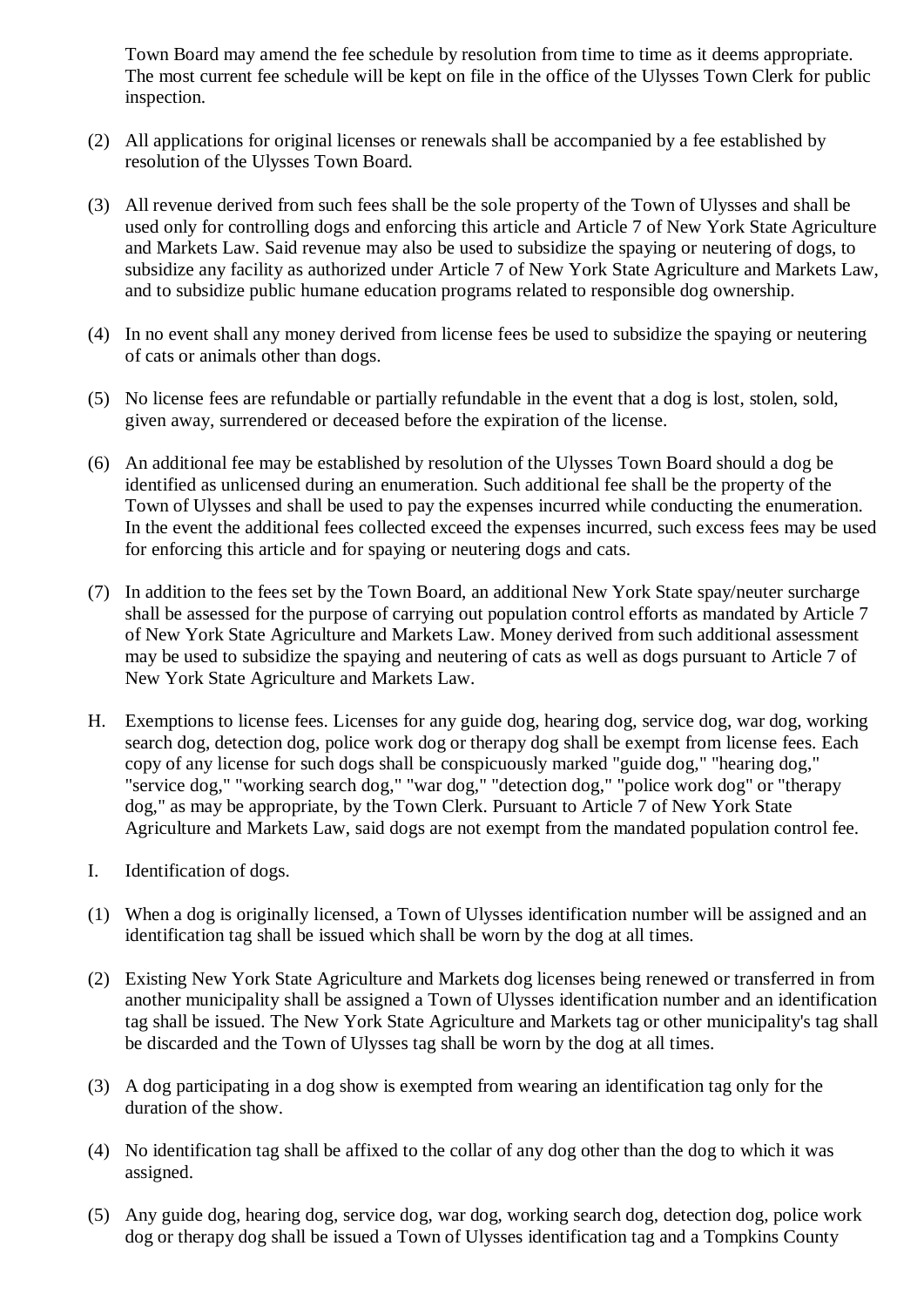Town Board may amend the fee schedule by resolution from time to time as it deems appropriate. The most current fee schedule will be kept on file in the office of the Ulysses Town Clerk for public inspection.

(2) All applications for original licenses or renewals shall be accompanied by a fee established by resolution of the Ulysses Town Board.

(3) All revenue derived from such fees shall be the sole property of the Town of Ulysses and shall be used only for controlling dogs and enforcing this article and Article 7 of New York State Agriculture and Markets Law. Said revenue may also be used to subsidize the spaying or neutering of dogs, to subsidize any facility as authorized under Article 7 of New York State Agriculture and Markets Law, and to subsidize public humane education programs related to responsible dog ownership.

(4) In no event shall any money derived from license fees be used to subsidize the spaying or neutering of cats or animals other than dogs.

(5) No license fees are refundable or partially refundable in the event that a dog is lost, stolen, sold, given away, surrendered or deceased before the expiration of the license.

(6) An additional fee may be established by resolution of the Ulysses Town Board should a dog be identified as unlicensed during an enumeration. Such additional fee shall be the property of the Town of Ulysses and shall be used to pay the expenses incurred while conducting the enumeration. In the event the additional fees collected exceed the expenses incurred, such excess fees may be used for enforcing this article and for spaying or neutering dogs and cats.

(7) In addition to the fees set by the Town Board, an additional New York State spay/neuter surcharge shall be assessed for the purpose of carrying out population control efforts as mandated by Article 7 of New York State Agriculture and Markets Law. Money derived from such additional assessment may be used to subsidize the spaying and neutering of cats as well as dogs pursuant to Article 7 of New York State Agriculture and Markets Law.

H. Exemptions to license fees. Licenses for any guide dog, hearing dog, service dog, war dog, working search dog, detection dog, police work dog or therapy dog shall be exempt from license fees. Each copy of any license for such dogs shall be conspicuously marked "guide dog," "hearing dog," "service dog," "working search dog," "war dog," "detection dog," "police work dog" or "therapy dog," as may be appropriate, by the Town Clerk. Pursuant to Article 7 of New York State Agriculture and Markets Law, said dogs are not exempt from the mandated population control fee.

I. Identification of dogs.

(1) When a dog is originally licensed, a Town of Ulysses identification number will be assigned and an identification tag shall be issued which shall be worn by the dog at all times.

(2) Existing New York State Agriculture and Markets dog licenses being renewed or transferred in from another municipality shall be assigned a Town of Ulysses identification number and an identification tag shall be issued. The New York State Agriculture and Markets tag or other municipality's tag shall be discarded and the Town of Ulysses tag shall be worn by the dog at all times.

(3) A dog participating in a dog show is exempted from wearing an identification tag only for the duration of the show.

(4) No identification tag shall be affixed to the collar of any dog other than the dog to which it was assigned.

(5) Any guide dog, hearing dog, service dog, war dog, working search dog, detection dog, police work dog or therapy dog shall be issued a Town of Ulysses identification tag and a Tompkins County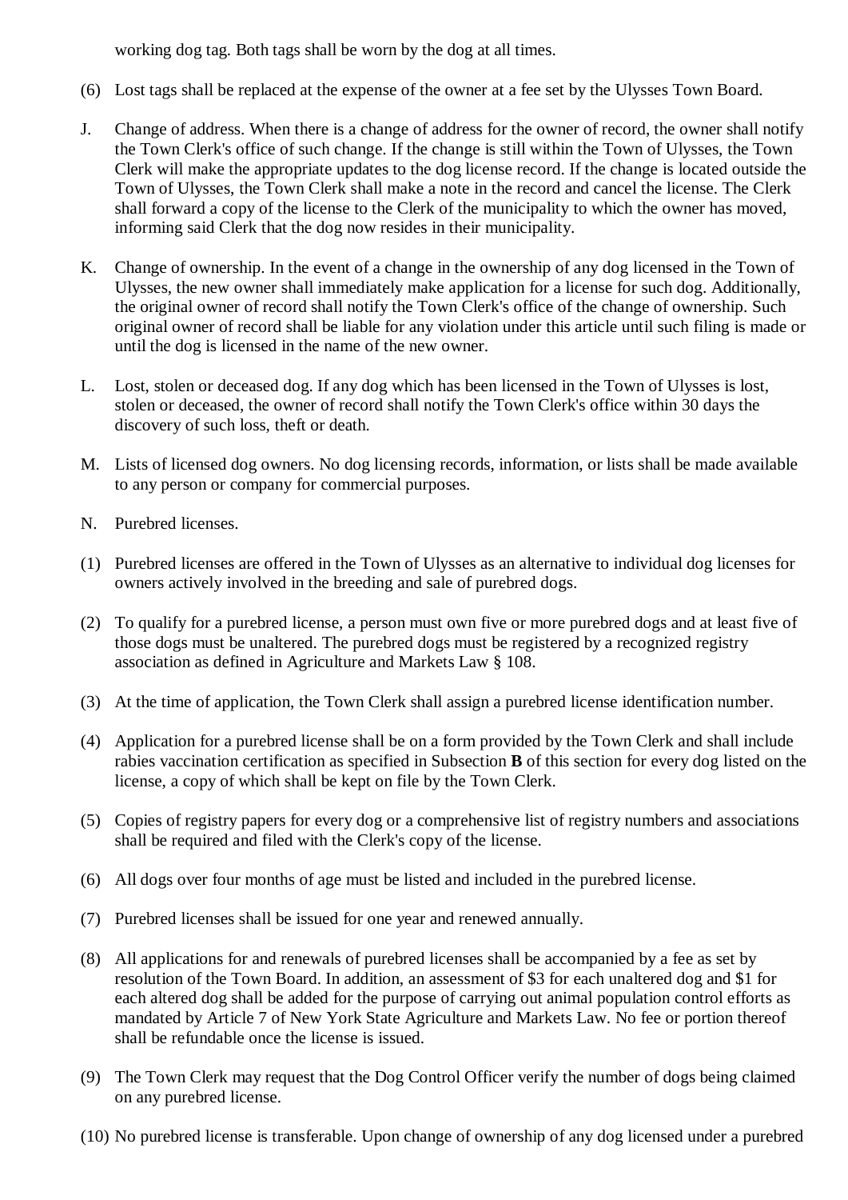working dog tag. Both tags shall be worn by the dog at all times.

(6) Lost tags shall be replaced at the expense of the owner at a fee set by the Ulysses Town Board.

J. Change of address. When there is a change of address for the owner of record, the owner shall notify the Town Clerk's office of such change. If the change is still within the Town of Ulysses, the Town Clerk will make the appropriate updates to the dog license record. If the change is located outside the Town of Ulysses, the Town Clerk shall make a note in the record and cancel the license. The Clerk shall forward a copy of the license to the Clerk of the municipality to which the owner has moved, informing said Clerk that the dog now resides in their municipality.

K. Change of ownership. In the event of a change in the ownership of any dog licensed in the Town of Ulysses, the new owner shall immediately make application for a license for such dog. Additionally, the original owner of record shall notify the Town Clerk's office of the change of ownership. Such original owner of record shall be liable for any violation under this article until such filing is made or until the dog is licensed in the name of the new owner.

L. Lost, stolen or deceased dog. If any dog which has been licensed in the Town of Ulysses is lost, stolen or deceased, the owner of record shall notify the Town Clerk's office within 30 days the discovery of such loss, theft or death.

M. Lists of licensed dog owners. No dog licensing records, information, or lists shall be made available to any person or company for commercial purposes.

N. Purebred licenses.

(1) Purebred licenses are offered in the Town of Ulysses as an alternative to individual dog licenses for owners actively involved in the breeding and sale of purebred dogs.

(2) To qualify for a purebred license, a person must own five or more purebred dogs and at least five of those dogs must be unaltered. The purebred dogs must be registered by a recognized registry association as defined in Agriculture and Markets Law § 108.

(3) At the time of application, the Town Clerk shall assign a purebred license identification number.

(4) Application for a purebred license shall be on a form provided by the Town Clerk and shall include rabies vaccination certification as specified in Subsection **B** of this section for every dog listed on the license, a copy of which shall be kept on file by the Town Clerk.

(5) Copies of registry papers for every dog or a comprehensive list of registry numbers and associations shall be required and filed with the Clerk's copy of the license.

(6) All dogs over four months of age must be listed and included in the purebred license.

(7) Purebred licenses shall be issued for one year and renewed annually.

(8) All applications for and renewals of purebred licenses shall be accompanied by a fee as set by resolution of the Town Board. In addition, an assessment of $3 for each unaltered dog and $1 for each altered dog shall be added for the purpose of carrying out animal population control efforts as mandated by Article 7 of New York State Agriculture and Markets Law. No fee or portion thereof shall be refundable once the license is issued.

(9) The Town Clerk may request that the Dog Control Officer verify the number of dogs being claimed on any purebred license.

(10) No purebred license is transferable. Upon change of ownership of any dog licensed under a purebred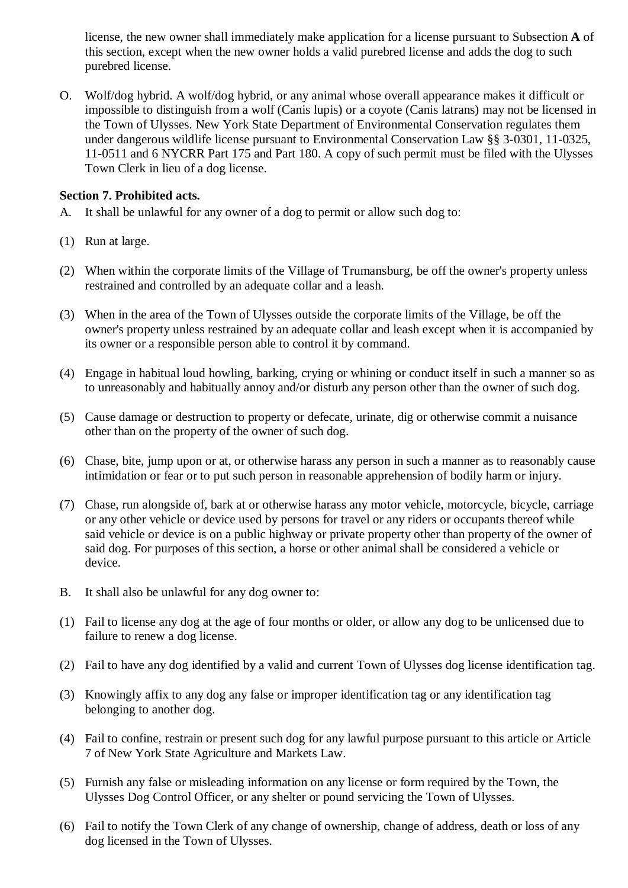license, the new owner shall immediately make application for a license pursuant to Subsection **A** of this section, except when the new owner holds a valid purebred license and adds the dog to such purebred license.

O. Wolf/dog hybrid. A wolf/dog hybrid, or any animal whose overall appearance makes it difficult or impossible to distinguish from a wolf (Canis lupis) or a coyote (Canis latrans) may not be licensed in the Town of Ulysses. New York State Department of Environmental Conservation regulates them under dangerous wildlife license pursuant to Environmental Conservation Law §§ 3-0301, 11-0325, 11-0511 and 6 NYCRR Part 175 and Part 180. A copy of such permit must be filed with the Ulysses Town Clerk in lieu of a dog license.

**Section 7. Prohibited acts.**

A. It shall be unlawful for any owner of a dog to permit or allow such dog to:

(1) Run at large.

(2) When within the corporate limits of the Village of Trumansburg, be off the owner's property unless restrained and controlled by an adequate collar and a leash.

(3) When in the area of the Town of Ulysses outside the corporate limits of the Village, be off the owner's property unless restrained by an adequate collar and leash except when it is accompanied by its owner or a responsible person able to control it by command.

(4) Engage in habitual loud howling, barking, crying or whining or conduct itself in such a manner so as to unreasonably and habitually annoy and/or disturb any person other than the owner of such dog.

(5) Cause damage or destruction to property or defecate, urinate, dig or otherwise commit a nuisance other than on the property of the owner of such dog.

(6) Chase, bite, jump upon or at, or otherwise harass any person in such a manner as to reasonably cause intimidation or fear or to put such person in reasonable apprehension of bodily harm or injury.

(7) Chase, run alongside of, bark at or otherwise harass any motor vehicle, motorcycle, bicycle, carriage or any other vehicle or device used by persons for travel or any riders or occupants thereof while said vehicle or device is on a public highway or private property other than property of the owner of said dog. For purposes of this section, a horse or other animal shall be considered a vehicle or device.

B. It shall also be unlawful for any dog owner to:

(1) Fail to license any dog at the age of four months or older, or allow any dog to be unlicensed due to failure to renew a dog license.

(2) Fail to have any dog identified by a valid and current Town of Ulysses dog license identification tag.

(3) Knowingly affix to any dog any false or improper identification tag or any identification tag belonging to another dog.

(4) Fail to confine, restrain or present such dog for any lawful purpose pursuant to this article or Article 7 of New York State Agriculture and Markets Law.

(5) Furnish any false or misleading information on any license or form required by the Town, the Ulysses Dog Control Officer, or any shelter or pound servicing the Town of Ulysses.

(6) Fail to notify the Town Clerk of any change of ownership, change of address, death or loss of any dog licensed in the Town of Ulysses.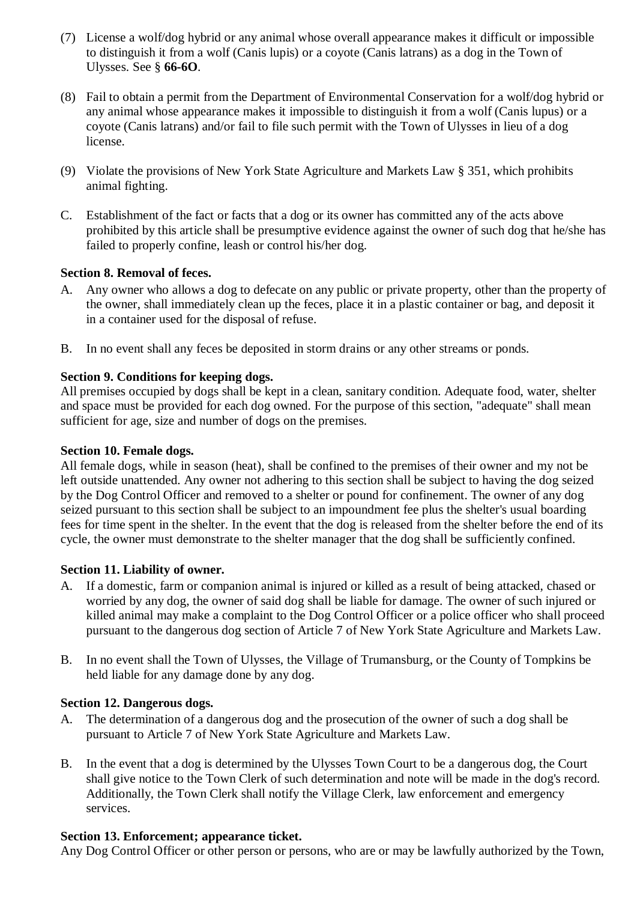(7) License a wolf/dog hybrid or any animal whose overall appearance makes it difficult or impossible to distinguish it from a wolf (Canis lupis) or a coyote (Canis latrans) as a dog in the Town of Ulysses. See § **66-6O**.

(8) Fail to obtain a permit from the Department of Environmental Conservation for a wolf/dog hybrid or any animal whose appearance makes it impossible to distinguish it from a wolf (Canis lupus) or a coyote (Canis latrans) and/or fail to file such permit with the Town of Ulysses in lieu of a dog license.

(9) Violate the provisions of New York State Agriculture and Markets Law § 351, which prohibits animal fighting.

C. Establishment of the fact or facts that a dog or its owner has committed any of the acts above prohibited by this article shall be presumptive evidence against the owner of such dog that he/she has failed to properly confine, leash or control his/her dog.

**Section 8. Removal of feces.**

A. Any owner who allows a dog to defecate on any public or private property, other than the property of the owner, shall immediately clean up the feces, place it in a plastic container or bag, and deposit it in a container used for the disposal of refuse.

B. In no event shall any feces be deposited in storm drains or any other streams or ponds.

**Section 9. Conditions for keeping dogs.**

All premises occupied by dogs shall be kept in a clean, sanitary condition. Adequate food, water, shelter and space must be provided for each dog owned. For the purpose of this section, "adequate" shall mean sufficient for age, size and number of dogs on the premises.

**Section 10. Female dogs.**

All female dogs, while in season (heat), shall be confined to the premises of their owner and my not be left outside unattended. Any owner not adhering to this section shall be subject to having the dog seized by the Dog Control Officer and removed to a shelter or pound for confinement. The owner of any dog seized pursuant to this section shall be subject to an impoundment fee plus the shelter's usual boarding fees for time spent in the shelter. In the event that the dog is released from the shelter before the end of its cycle, the owner must demonstrate to the shelter manager that the dog shall be sufficiently confined.

**Section 11. Liability of owner.**

A. If a domestic, farm or companion animal is injured or killed as a result of being attacked, chased or worried by any dog, the owner of said dog shall be liable for damage. The owner of such injured or killed animal may make a complaint to the Dog Control Officer or a police officer who shall proceed pursuant to the dangerous dog section of Article 7 of New York State Agriculture and Markets Law.

B. In no event shall the Town of Ulysses, the Village of Trumansburg, or the County of Tompkins be held liable for any damage done by any dog.

**Section 12. Dangerous dogs.**

A. The determination of a dangerous dog and the prosecution of the owner of such a dog shall be pursuant to Article 7 of New York State Agriculture and Markets Law.

B. In the event that a dog is determined by the Ulysses Town Court to be a dangerous dog, the Court shall give notice to the Town Clerk of such determination and note will be made in the dog's record. Additionally, the Town Clerk shall notify the Village Clerk, law enforcement and emergency services.

**Section 13. Enforcement; appearance ticket.**

Any Dog Control Officer or other person or persons, who are or may be lawfully authorized by the Town,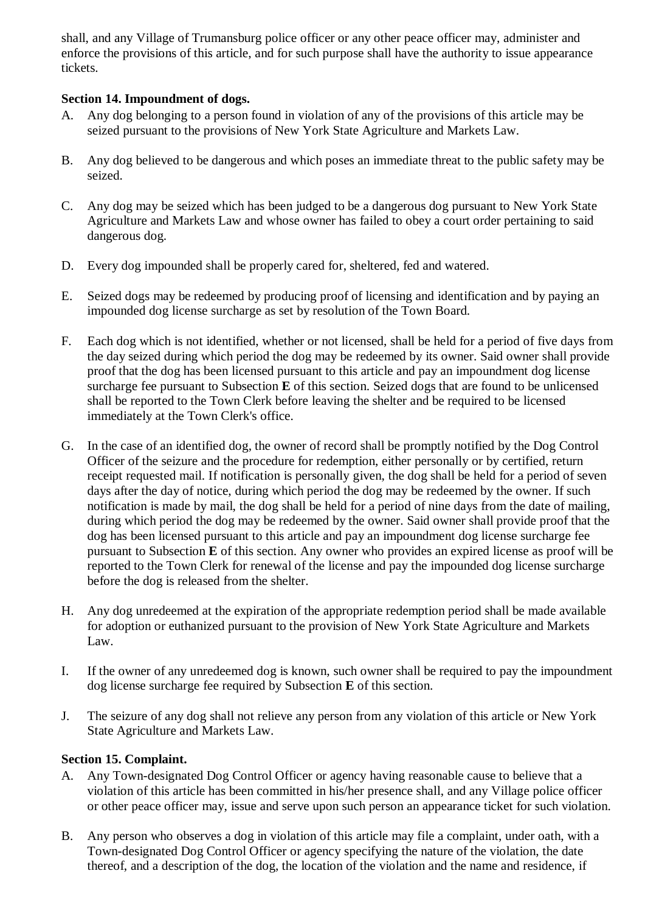shall, and any Village of Trumansburg police officer or any other peace officer may, administer and enforce the provisions of this article, and for such purpose shall have the authority to issue appearance tickets.

**Section 14. Impoundment of dogs.**

A. Any dog belonging to a person found in violation of any of the provisions of this article may be seized pursuant to the provisions of New York State Agriculture and Markets Law.

B. Any dog believed to be dangerous and which poses an immediate threat to the public safety may be seized.

C. Any dog may be seized which has been judged to be a dangerous dog pursuant to New York State Agriculture and Markets Law and whose owner has failed to obey a court order pertaining to said dangerous dog.

D. Every dog impounded shall be properly cared for, sheltered, fed and watered.

E. Seized dogs may be redeemed by producing proof of licensing and identification and by paying an impounded dog license surcharge as set by resolution of the Town Board.

F. Each dog which is not identified, whether or not licensed, shall be held for a period of five days from the day seized during which period the dog may be redeemed by its owner. Said owner shall provide proof that the dog has been licensed pursuant to this article and pay an impoundment dog license surcharge fee pursuant to Subsection **E** of this section. Seized dogs that are found to be unlicensed shall be reported to the Town Clerk before leaving the shelter and be required to be licensed immediately at the Town Clerk's office.

G. In the case of an identified dog, the owner of record shall be promptly notified by the Dog Control Officer of the seizure and the procedure for redemption, either personally or by certified, return receipt requested mail. If notification is personally given, the dog shall be held for a period of seven days after the day of notice, during which period the dog may be redeemed by the owner. If such notification is made by mail, the dog shall be held for a period of nine days from the date of mailing, during which period the dog may be redeemed by the owner. Said owner shall provide proof that the dog has been licensed pursuant to this article and pay an impoundment dog license surcharge fee pursuant to Subsection **E** of this section. Any owner who provides an expired license as proof will be reported to the Town Clerk for renewal of the license and pay the impounded dog license surcharge before the dog is released from the shelter.

H. Any dog unredeemed at the expiration of the appropriate redemption period shall be made available for adoption or euthanized pursuant to the provision of New York State Agriculture and Markets Law.

I. If the owner of any unredeemed dog is known, such owner shall be required to pay the impoundment dog license surcharge fee required by Subsection **E** of this section.

J. The seizure of any dog shall not relieve any person from any violation of this article or New York State Agriculture and Markets Law.

**Section 15. Complaint.**

A. Any Town-designated Dog Control Officer or agency having reasonable cause to believe that a violation of this article has been committed in his/her presence shall, and any Village police officer or other peace officer may, issue and serve upon such person an appearance ticket for such violation.

B. Any person who observes a dog in violation of this article may file a complaint, under oath, with a Town-designated Dog Control Officer or agency specifying the nature of the violation, the date thereof, and a description of the dog, the location of the violation and the name and residence, if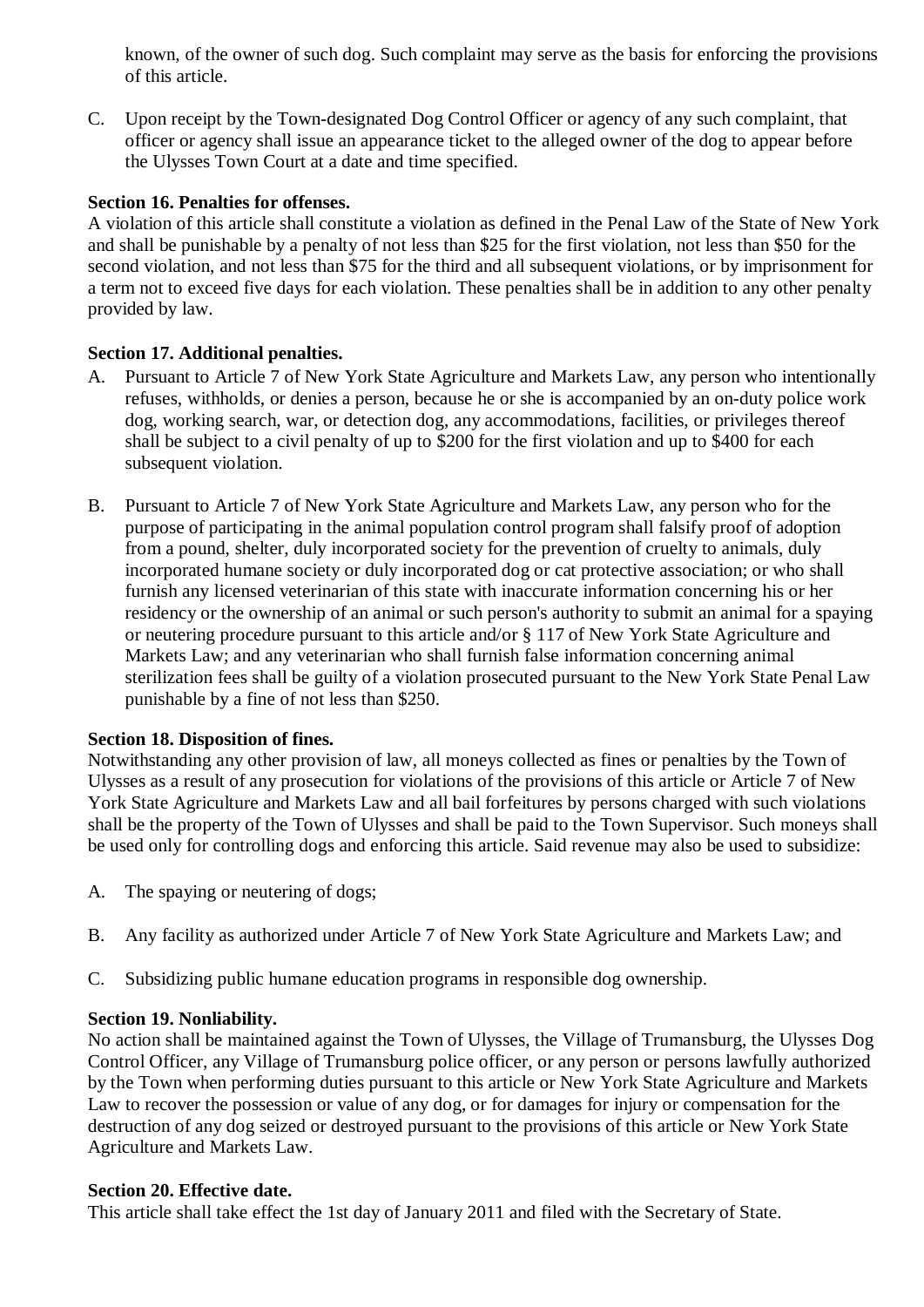known, of the owner of such dog. Such complaint may serve as the basis for enforcing the provisions of this article.

C. Upon receipt by the Town-designated Dog Control Officer or agency of any such complaint, that officer or agency shall issue an appearance ticket to the alleged owner of the dog to appear before the Ulysses Town Court at a date and time specified.

**Section 16. Penalties for offenses.**
A violation of this article shall constitute a violation as defined in the Penal Law of the State of New York and shall be punishable by a penalty of not less than $25 for the first violation, not less than $50 for the second violation, and not less than $75 for the third and all subsequent violations, or by imprisonment for a term not to exceed five days for each violation. These penalties shall be in addition to any other penalty provided by law.

**Section 17. Additional penalties.**

A. Pursuant to Article 7 of New York State Agriculture and Markets Law, any person who intentionally refuses, withholds, or denies a person, because he or she is accompanied by an on-duty police work dog, working search, war, or detection dog, any accommodations, facilities, or privileges thereof shall be subject to a civil penalty of up to $200 for the first violation and up to $400 for each subsequent violation.

B. Pursuant to Article 7 of New York State Agriculture and Markets Law, any person who for the purpose of participating in the animal population control program shall falsify proof of adoption from a pound, shelter, duly incorporated society for the prevention of cruelty to animals, duly incorporated humane society or duly incorporated dog or cat protective association; or who shall furnish any licensed veterinarian of this state with inaccurate information concerning his or her residency or the ownership of an animal or such person's authority to submit an animal for a spaying or neutering procedure pursuant to this article and/or § 117 of New York State Agriculture and Markets Law; and any veterinarian who shall furnish false information concerning animal sterilization fees shall be guilty of a violation prosecuted pursuant to the New York State Penal Law punishable by a fine of not less than $250.

**Section 18. Disposition of fines.**
Notwithstanding any other provision of law, all moneys collected as fines or penalties by the Town of Ulysses as a result of any prosecution for violations of the provisions of this article or Article 7 of New York State Agriculture and Markets Law and all bail forfeitures by persons charged with such violations shall be the property of the Town of Ulysses and shall be paid to the Town Supervisor. Such moneys shall be used only for controlling dogs and enforcing this article. Said revenue may also be used to subsidize:

A. The spaying or neutering of dogs;

B. Any facility as authorized under Article 7 of New York State Agriculture and Markets Law; and

C. Subsidizing public humane education programs in responsible dog ownership.

**Section 19. Nonliability.**
No action shall be maintained against the Town of Ulysses, the Village of Trumansburg, the Ulysses Dog Control Officer, any Village of Trumansburg police officer, or any person or persons lawfully authorized by the Town when performing duties pursuant to this article or New York State Agriculture and Markets Law to recover the possession or value of any dog, or for damages for injury or compensation for the destruction of any dog seized or destroyed pursuant to the provisions of this article or New York State Agriculture and Markets Law.

**Section 20. Effective date.**
This article shall take effect the 1st day of January 2011 and filed with the Secretary of State.